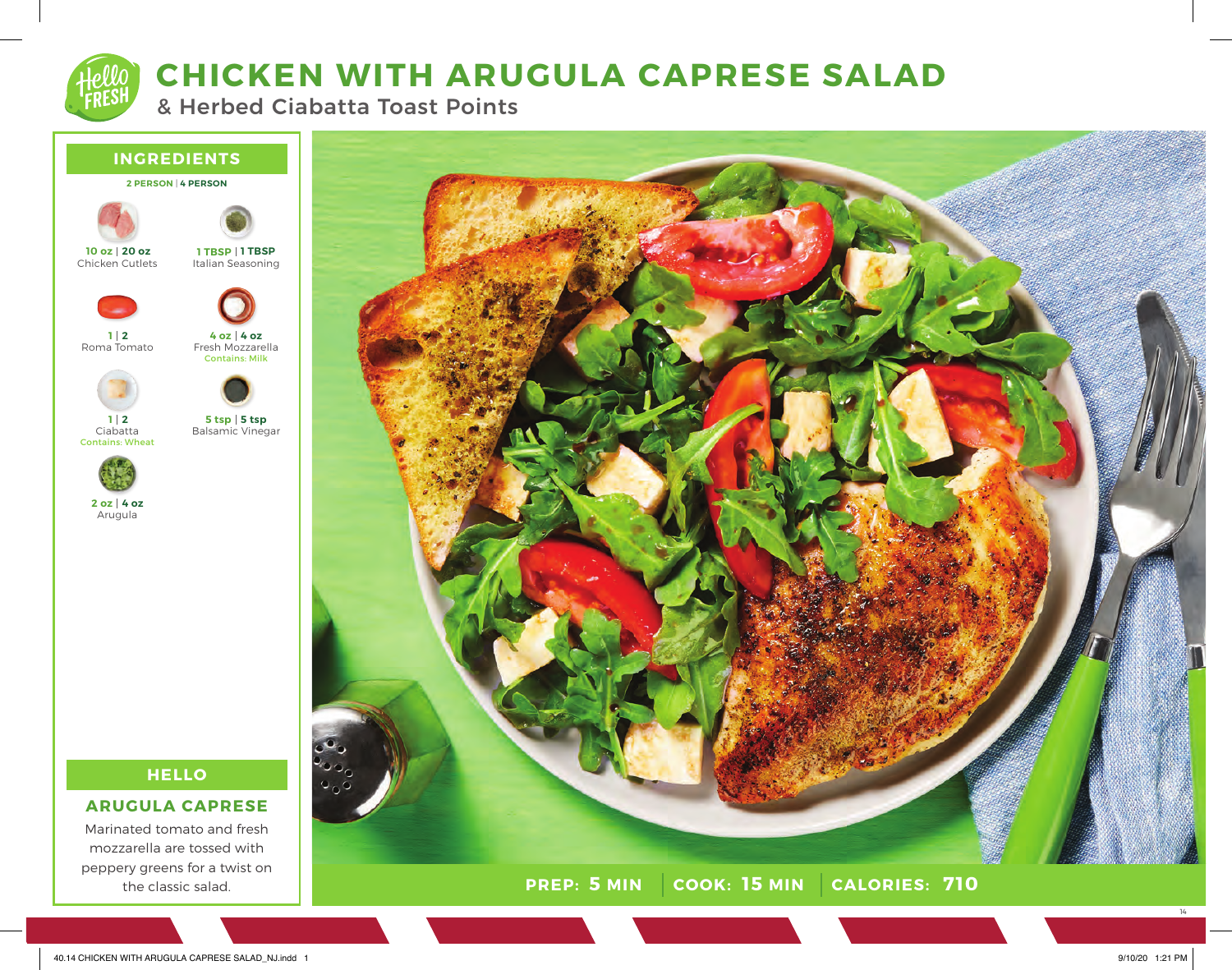# CHICKEN WITH ARUGULA CAPRESE SALAD

## & Herbed Ciabatta Toast Points

## INGREDIENTS

**2 PERSON | 4 PERSON**

- **10 oz | 20 oz** Chicken Cutlets
- **1 TBSP | 1 TBSP** Italian Seasoning
- **1 | 2** Roma Tomato
- **4 oz | 4 oz** Fresh Mozzarella *Contains: Milk*
- **1 | 2** Ciabatta *Contains: Wheat*
- **5 tsp | 5 tsp** Balsamic Vinegar
- **2 oz | 4 oz** Arugula

## HELLO

### ARUGULA CAPRESE

Marinated tomato and fresh mozzarella are tossed with peppery greens for a twist on the classic salad.

**PREP: 5 MIN | COOK: 15 MIN | CALORIES: 710**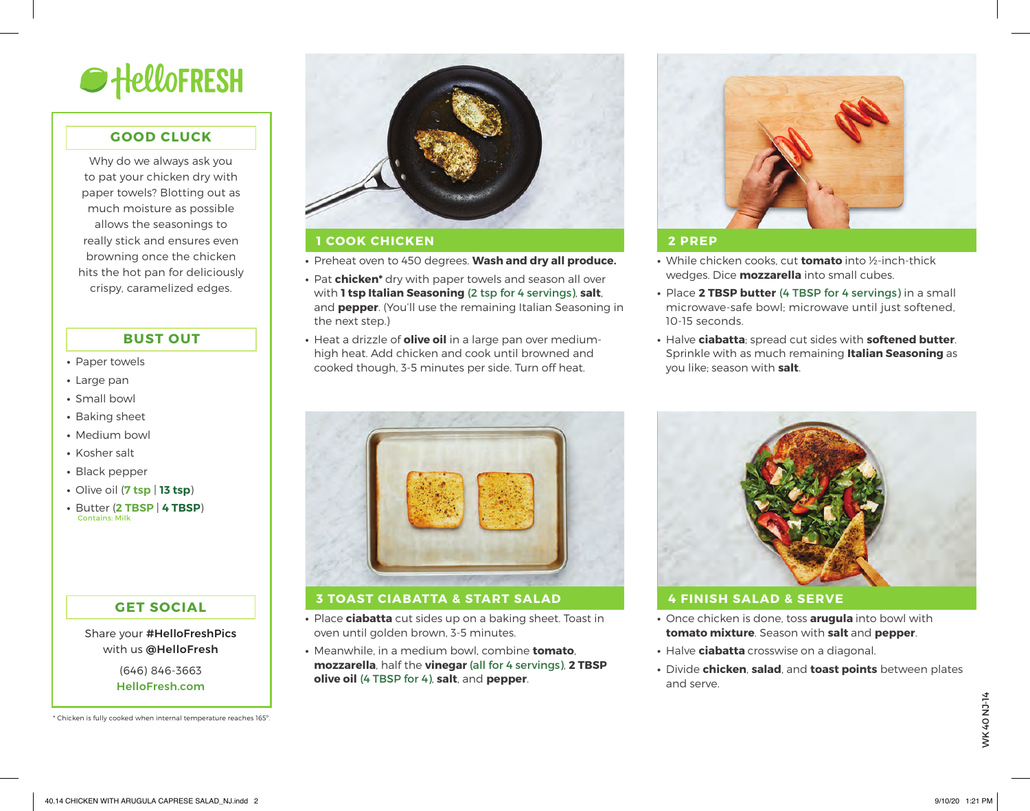# HelloFRESH

## GOOD CLUCK

Why do we always ask you to pat your chicken dry with paper towels? Blotting out as much moisture as possible allows the seasonings to really stick and ensures even browning once the chicken hits the hot pan for deliciously crispy, caramelized edges.

## BUST OUT

- Paper towels
- Large pan
- Small bowl
- Baking sheet
- Medium bowl
- Kosher salt
- Black pepper
- Olive oil (7 tsp | 13 tsp)
- Butter (2 TBSP | 4 TBSP)
  Contains: Milk

## GET SOCIAL

Share your **#HelloFreshPics** with us **@HelloFresh**

(646) 846-3663

HelloFresh.com

\* Chicken is fully cooked when internal temperature reaches 165°.

## 1 COOK CHICKEN

- Preheat oven to 450 degrees. **Wash and dry all produce.**
- Pat **chicken*** dry with paper towels and season all over with **1 tsp Italian Seasoning** (2 tsp for 4 servings), **salt**, and **pepper**. (You'll use the remaining Italian Seasoning in the next step.)
- Heat a drizzle of **olive oil** in a large pan over medium-high heat. Add chicken and cook until browned and cooked though, 3-5 minutes per side. Turn off heat.

## 2 PREP

- While chicken cooks, cut **tomato** into ½-inch-thick wedges. Dice **mozzarella** into small cubes.
- Place **2 TBSP butter** (4 TBSP for 4 servings) in a small microwave-safe bowl; microwave until just softened, 10-15 seconds.
- Halve **ciabatta**; spread cut sides with **softened butter**. Sprinkle with as much remaining **Italian Seasoning** as you like; season with **salt**.

## 3 TOAST CIABATTA & START SALAD

- Place **ciabatta** cut sides up on a baking sheet. Toast in oven until golden brown, 3-5 minutes.
- Meanwhile, in a medium bowl, combine **tomato**, **mozzarella**, half the **vinegar** (all for 4 servings), **2 TBSP olive oil** (4 TBSP for 4), **salt**, and **pepper**.

## 4 FINISH SALAD & SERVE

- Once chicken is done, toss **arugula** into bowl with **tomato mixture**. Season with **salt** and **pepper**.
- Halve **ciabatta** crosswise on a diagonal.
- Divide **chicken**, **salad**, and **toast points** between plates and serve.

WK 40 NJ-14